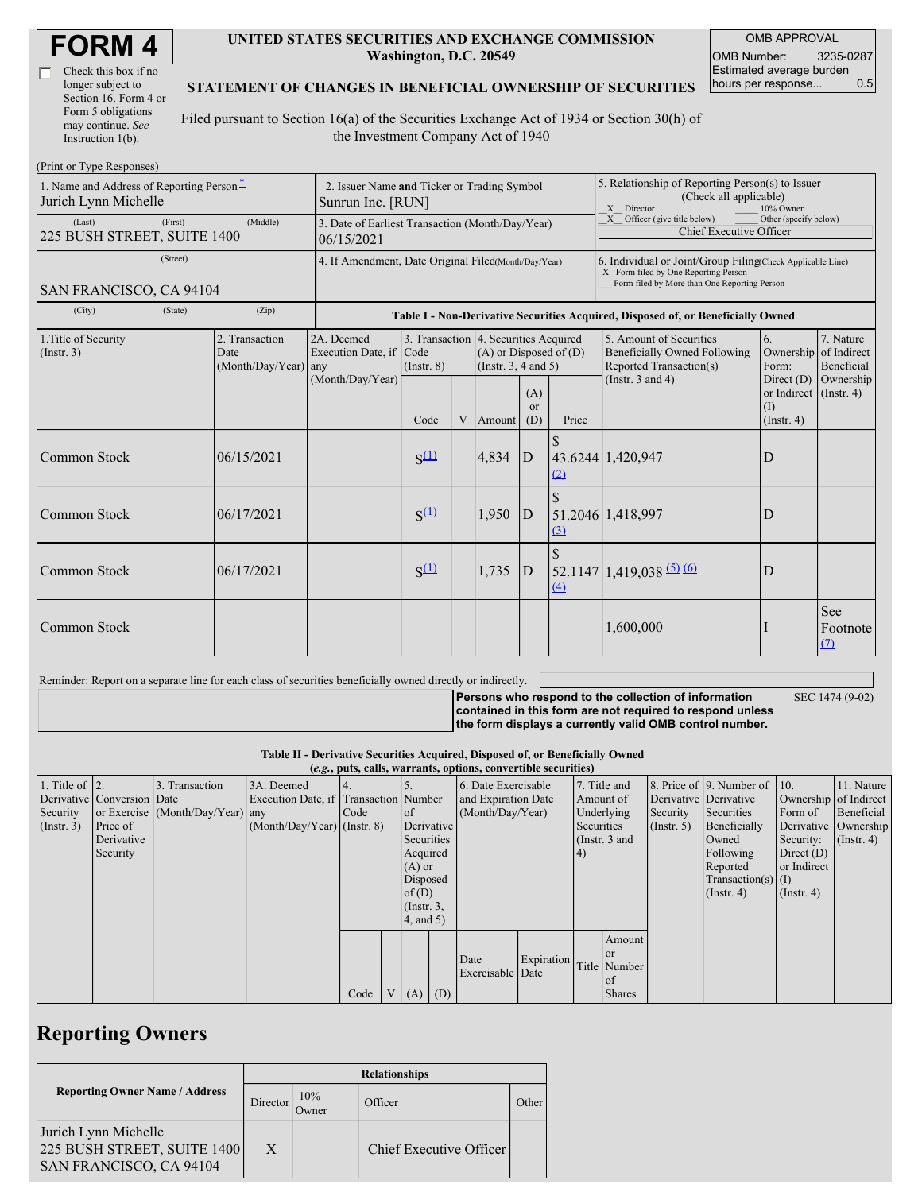# FORM 4

☐ Check this box if no longer subject to Section 16. Form 4 or Form 5 obligations may continue. *See* Instruction 1(b).

**UNITED STATES SECURITIES AND EXCHANGE COMMISSION**
**Washington, D.C. 20549**

**STATEMENT OF CHANGES IN BENEFICIAL OWNERSHIP OF SECURITIES**

Filed pursuant to Section 16(a) of the Securities Exchange Act of 1934 or Section 30(h) of the Investment Company Act of 1940

| OMB APPROVAL | |
|---|---|
| OMB Number: | 3235-0287 |
| Estimated average burden hours per response... | 0.5 |

(Print or Type Responses)

| | | |
|---|---|---|
| 1. Name and Address of Reporting Person*<br>Jurich Lynn Michelle<br>(Last) (First) (Middle)<br>225 BUSH STREET, SUITE 1400<br>(Street)<br>SAN FRANCISCO, CA 94104<br>(City) (State) (Zip) | 2. Issuer Name **and** Ticker or Trading Symbol<br>Sunrun Inc. [RUN]<br>3. Date of Earliest Transaction (Month/Day/Year)<br>06/15/2021<br>4. If Amendment, Date Original Filed(Month/Day/Year) | 5. Relationship of Reporting Person(s) to Issuer (Check all applicable)<br>_X_ Director ___ 10% Owner<br>_X_ Officer (give title below) ___ Other (specify below)<br>Chief Executive Officer<br>6. Individual or Joint/Group Filing(Check Applicable Line)<br>_X_ Form filed by One Reporting Person<br>___ Form filed by More than One Reporting Person |

**Table I - Non-Derivative Securities Acquired, Disposed of, or Beneficially Owned**

| 1.Title of Security (Instr. 3) | 2. Transaction Date (Month/Day/Year) | 2A. Deemed Execution Date, if any (Month/Day/Year) | 3. Transaction Code (Instr. 8) | | 4. Securities Acquired (A) or Disposed of (D) (Instr. 3, 4 and 5) | | | 5. Amount of Securities Beneficially Owned Following Reported Transaction(s) (Instr. 3 and 4) | 6. Ownership Form: Direct (D) or Indirect (I) (Instr. 4) | 7. Nature of Indirect Beneficial Ownership (Instr. 4) |
|---|---|---|---|---|---|---|---|---|---|---|
| | | | Code | V | Amount | (A) or (D) | Price | | | |
| Common Stock | 06/15/2021 | | S[(1)] | | 4,834 | D | $ 43.6244 [(2)] | 1,420,947 | D | |
| Common Stock | 06/17/2021 | | S[(1)] | | 1,950 | D | $ 51.2046 [(3)] | 1,418,997 | D | |
| Common Stock | 06/17/2021 | | S[(1)] | | 1,735 | D | $ 52.1147 [(4)] | 1,419,038 [(5)] [(6)] | D | |
| Common Stock | | | | | | | | 1,600,000 | I | See Footnote [(7)] |

Reminder: Report on a separate line for each class of securities beneficially owned directly or indirectly.

**Persons who respond to the collection of information contained in this form are not required to respond unless the form displays a currently valid OMB control number.** SEC 1474 (9-02)

**Table II - Derivative Securities Acquired, Disposed of, or Beneficially Owned**
**(*e.g.*, puts, calls, warrants, options, convertible securities)**

| 1. Title of Derivative Security (Instr. 3) | 2. Conversion or Exercise Price of Derivative Security | 3. Transaction Date (Month/Day/Year) | 3A. Deemed Execution Date, if any (Month/Day/Year) | 4. Transaction Code (Instr. 8) | | 5. Number of Derivative Securities Acquired (A) or Disposed of (D) (Instr. 3, 4, and 5) | | 6. Date Exercisable and Expiration Date (Month/Day/Year) | | 7. Title and Amount of Underlying Securities (Instr. 3 and 4) | | 8. Price of Derivative Security (Instr. 5) | 9. Number of Derivative Securities Beneficially Owned Following Reported Transaction(s) (Instr. 4) | 10. Ownership Form of Derivative Security: Direct (D) or Indirect (I) (Instr. 4) | 11. Nature of Indirect Beneficial Ownership (Instr. 4) |
|---|---|---|---|---|---|---|---|---|---|---|---|---|---|---|---|
| | | | | Code | V | (A) | (D) | Date Exercisable | Expiration Date | Title | Amount or Number of Shares | | | | |

## Reporting Owners

| Reporting Owner Name / Address | Relationships | | | |
|---|---|---|---|---|
| | Director | 10% Owner | Officer | Other |
| Jurich Lynn Michelle<br>225 BUSH STREET, SUITE 1400<br>SAN FRANCISCO, CA 94104 | X | | Chief Executive Officer | |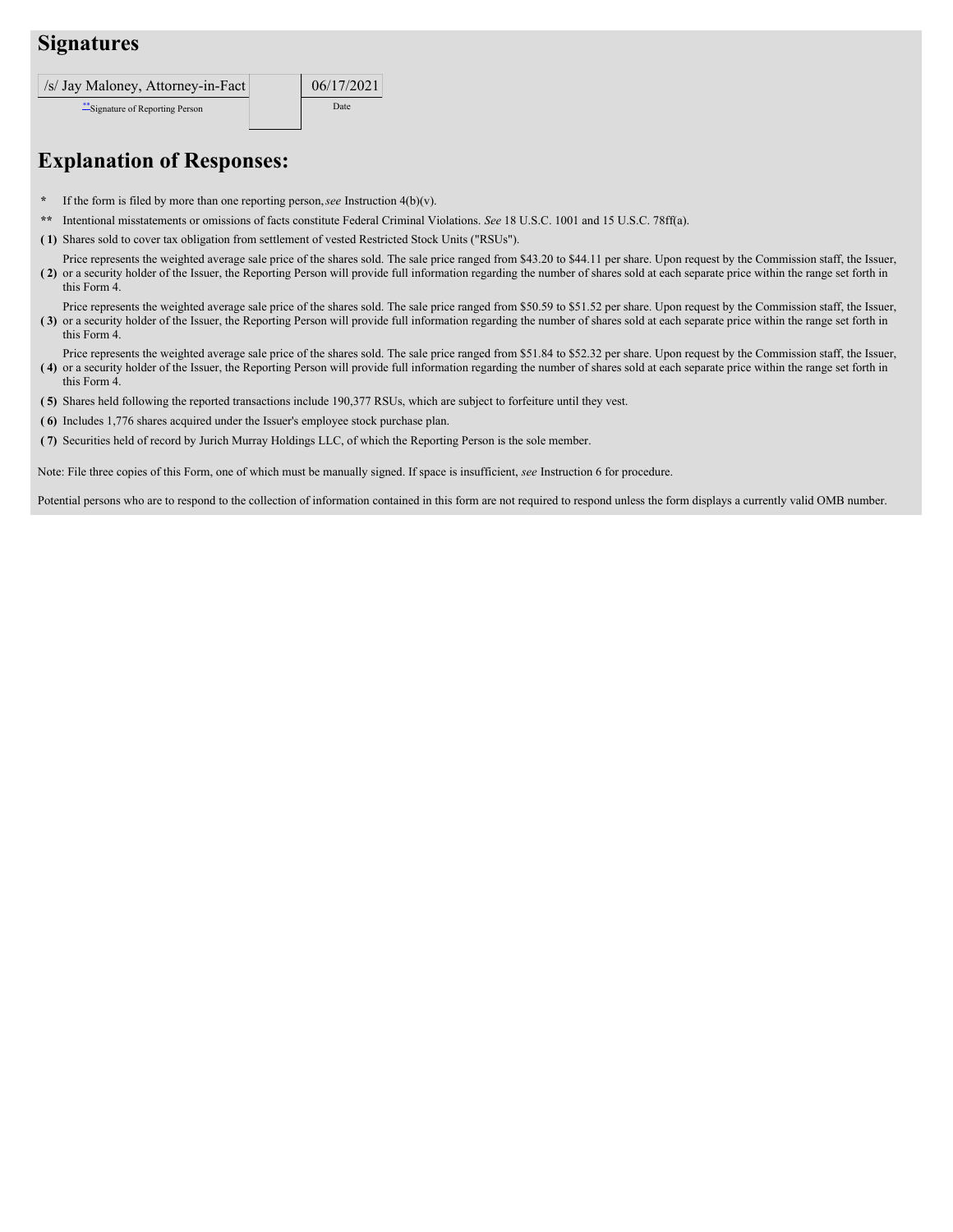## Signatures

| /s/ Jay Maloney, Attorney-in-Fact | | 06/17/2021 |
|---|---|---|
| ** Signature of Reporting Person | | Date |

## Explanation of Responses:

\* If the form is filed by more than one reporting person, *see* Instruction 4(b)(v).

** Intentional misstatements or omissions of facts constitute Federal Criminal Violations. *See* 18 U.S.C. 1001 and 15 U.S.C. 78ff(a).

( 1) Shares sold to cover tax obligation from settlement of vested Restricted Stock Units ("RSUs").

( 2) Price represents the weighted average sale price of the shares sold. The sale price ranged from $43.20 to $44.11 per share. Upon request by the Commission staff, the Issuer, or a security holder of the Issuer, the Reporting Person will provide full information regarding the number of shares sold at each separate price within the range set forth in this Form 4.

( 3) Price represents the weighted average sale price of the shares sold. The sale price ranged from $50.59 to $51.52 per share. Upon request by the Commission staff, the Issuer, or a security holder of the Issuer, the Reporting Person will provide full information regarding the number of shares sold at each separate price within the range set forth in this Form 4.

( 4) Price represents the weighted average sale price of the shares sold. The sale price ranged from $51.84 to $52.32 per share. Upon request by the Commission staff, the Issuer, or a security holder of the Issuer, the Reporting Person will provide full information regarding the number of shares sold at each separate price within the range set forth in this Form 4.

( 5) Shares held following the reported transactions include 190,377 RSUs, which are subject to forfeiture until they vest.

( 6) Includes 1,776 shares acquired under the Issuer's employee stock purchase plan.

( 7) Securities held of record by Jurich Murray Holdings LLC, of which the Reporting Person is the sole member.

Note: File three copies of this Form, one of which must be manually signed. If space is insufficient, *see* Instruction 6 for procedure.

Potential persons who are to respond to the collection of information contained in this form are not required to respond unless the form displays a currently valid OMB number.